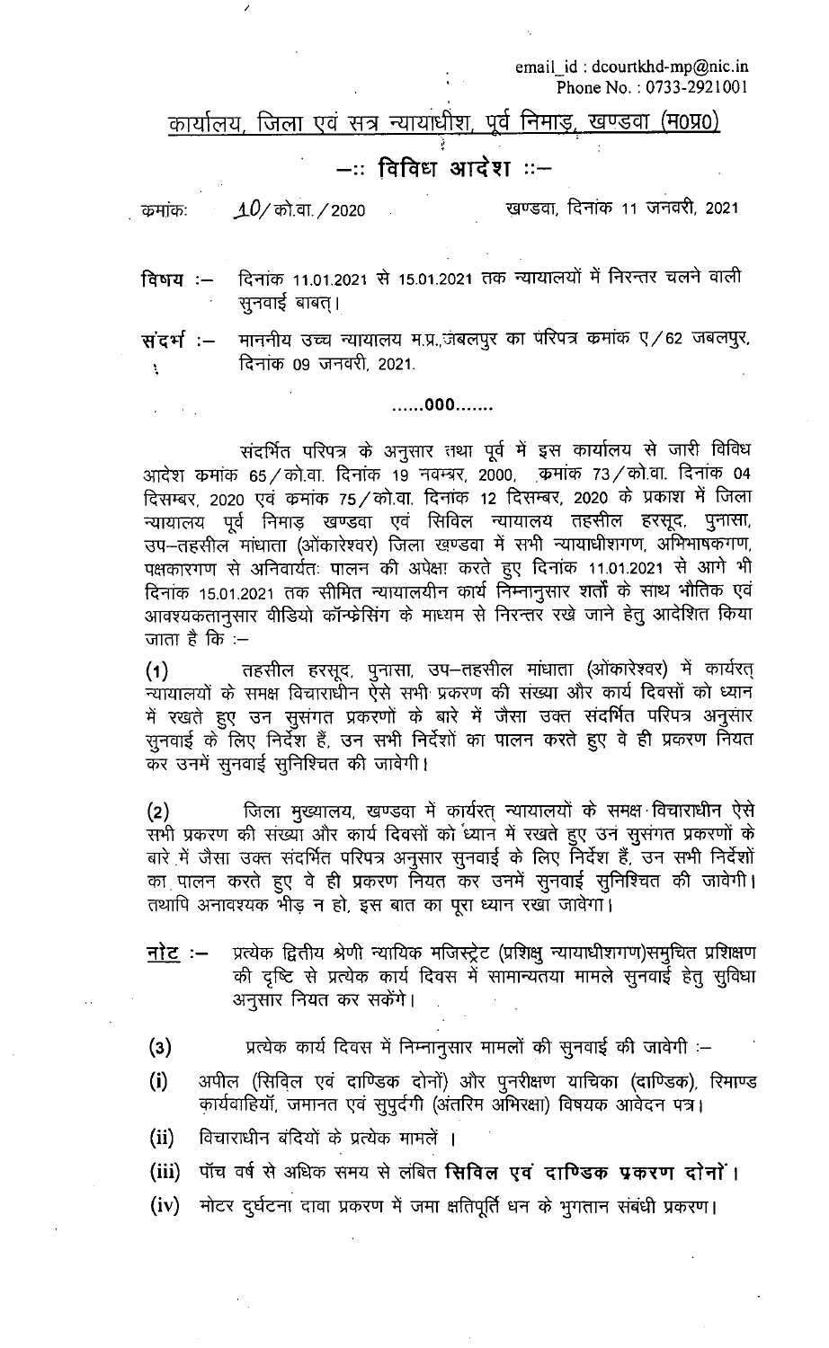email_id : dcourtkhd-mp@nic.in
Phone No. : 0733-2921001

## कार्यालय, जिला एवं सत्र न्यायाधीश, पूर्व निमाड़, खण्डवा (म0प्र0)

## —:: विविध आदेश ::—

क्रमांक: 10/को.वा./2020 खण्डवा, दिनांक 11 जनवरी, 2021

**विषय :—** दिनांक 11.01.2021 से 15.01.2021 तक न्यायालयों में निरन्तर चलने वाली सुनवाई बाबत्।

**संदर्भ :—** माननीय उच्च न्यायालय म.प्र.,जबलपुर का परिपत्र क्रमांक ए/62 जबलपुर, दिनांक 09 जनवरी, 2021.

......000.......

संदर्भित परिपत्र के अनुसार तथा पूर्व में इस कार्यालय से जारी विविध आदेश क्रमांक 65/को.वा. दिनांक 19 नवम्बर, 2000, क्रमांक 73/को.वा. दिनांक 04 दिसम्बर, 2020 एवं क्रमांक 75/को.वा. दिनांक 12 दिसम्बर, 2020 के प्रकाश में जिला न्यायालय पूर्व निमाड़ खण्डवा एवं सिविल न्यायालय तहसील हरसूद, पुनासा, उप–तहसील मांधाता (ओंकारेश्वर) जिला खण्डवा में सभी न्यायाधीशगण, अभिभाषकगण, पक्षकारगण से अनिवार्यतः पालन की अपेक्षा करते हुए दिनांक 11.01.2021 से आगे भी दिनांक 15.01.2021 तक सीमित न्यायालयीन कार्य निम्नानुसार शर्तों के साथ भौतिक एवं आवश्यकतानुसार वीडियो कॉन्फ्रेसिंग के माध्यम से निरन्तर रखे जाने हेतु आदेशित किया जाता है कि :—

(1) तहसील हरसूद, पुनासा, उप–तहसील मांधाता (ओंकारेश्वर) में कार्यरत् न्यायालयों के समक्ष विचाराधीन ऐसे सभी प्रकरण की संख्या और कार्य दिवसों को ध्यान में रखते हुए उन सुसंगत प्रकरणों के बारे में जैसा उक्त संदर्भित परिपत्र अनुसार सुनवाई के लिए निर्देश हैं, उन सभी निर्देशों का पालन करते हुए वे ही प्रकरण नियत कर उनमें सुनवाई सुनिश्चित की जावेगी।

(2) जिला मुख्यालय, खण्डवा में कार्यरत् न्यायालयों के समक्ष विचाराधीन ऐसे सभी प्रकरण की संख्या और कार्य दिवसों को ध्यान में रखते हुए उन सुसंगत प्रकरणों के बारे में जैसा उक्त संदर्भित परिपत्र अनुसार सुनवाई के लिए निर्देश हैं, उन सभी निर्देशों का पालन करते हुए वे ही प्रकरण नियत कर उनमें सुनवाई सुनिश्चित की जावेगी। तथापि अनावश्यक भीड़ न हो, इस बात का पूरा ध्यान रखा जावेगा।

**नोट :—** प्रत्येक द्वितीय श्रेणी न्यायिक मजिस्ट्रेट (प्रशिक्षु न्यायाधीशगण)समुचित प्रशिक्षण की दृष्टि से प्रत्येक कार्य दिवस में सामान्यतया मामले सुनवाई हेतु सुविधा अनुसार नियत कर सकेंगे।

(3) प्रत्येक कार्य दिवस में निम्नानुसार मामलों की सुनवाई की जावेगी :—

(i) अपील (सिविल एवं दाण्डिक दोनों) और पुनरीक्षण याचिका (दाण्डिक), रिमाण्ड कार्यवाहियॉं, जमानत एवं सुपुर्दगी (अंतरिम अभिरक्षा) विषयक आवेदन पत्र।

(ii) विचाराधीन बंदियों के प्रत्येक मामलें ।

(iii) पॉंच वर्ष से अधिक समय से लंबित **सिविल एवं दाण्डिक प्रकरण दोनों**।

(iv) मोटर दुर्घटना दावा प्रकरण में जमा क्षतिपूर्ति धन के भुगतान संबंधी प्रकरण।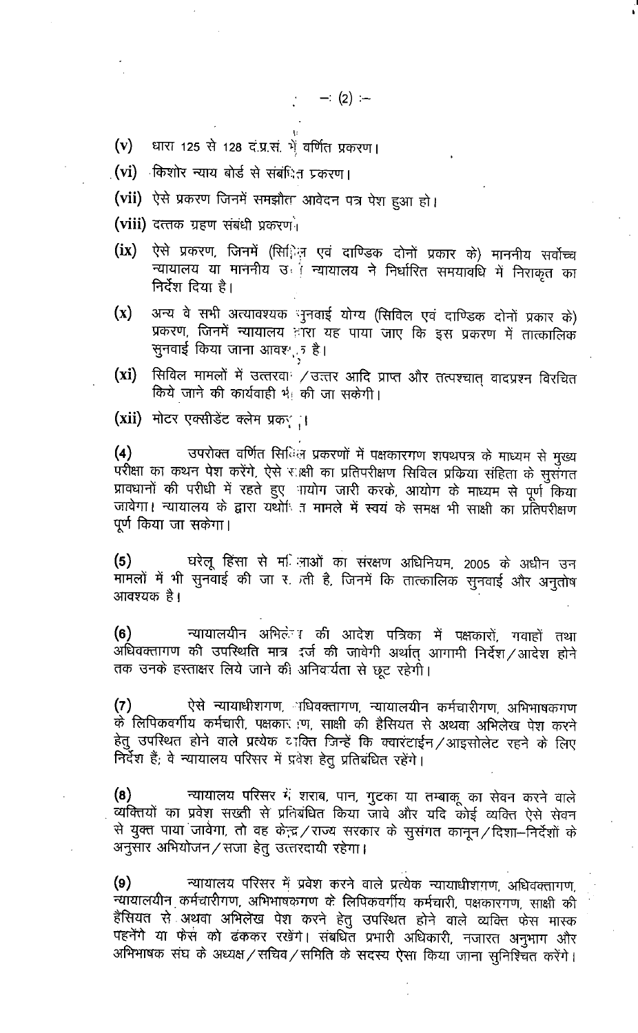(v) धारा 125 से 128 दं.प्र.सं. में वर्णित प्रकरण।

(vi) किशोर न्याय बोर्ड से संबंधित प्रकरण।

(vii) ऐसे प्रकरण जिनमें समझौता आवेदन पत्र पेश हुआ हो।

(viii) दत्तक ग्रहण संबंधी प्रकरण।

(ix) ऐसे प्रकरण, जिनमें (सिविल एवं दाण्डिक दोनों प्रकार के) माननीय सर्वोच्च न्यायालय या माननीय उच्च न्यायालय ने निर्धारित समयावधि में निराकृत का निर्देश दिया है।

(x) अन्य वे सभी अत्यावश्यक सुनवाई योग्य (सिविल एवं दाण्डिक दोनों प्रकार के) प्रकरण, जिनमें न्यायालय द्वारा यह पाया जाए कि इस प्रकरण में तात्कालिक सुनवाई किया जाना आवश्यक है।

(xi) सिविल मामलों में उत्तरवाद/उत्तर आदि प्राप्त और तत्पश्चात् वादप्रश्न विरचित किये जाने की कार्यवाही भी की जा सकेगी।

(xii) मोटर एक्सीडेंट क्लेम प्रकरण।

(4) उपरोक्त वर्णित सिविल प्रकरणों में पक्षकारगण शपथपत्र के माध्यम से मुख्य परीक्षा का कथन पेश करेंगे, ऐसे साक्षी का प्रतिपरीक्षण सिविल प्रकिया संहिता के सुसंगत प्रावधानों की परीधी में रहते हुए आयोग जारी करके, आयोग के माध्यम से पूर्ण किया जावेगा। न्यायालय के द्वारा यथोचित मामले में स्वयं के समक्ष भी साक्षी का प्रतिपरीक्षण पूर्ण किया जा सकेगा।

(5) घरेलू हिंसा से महिलाओं का संरक्षण अधिनियम, 2005 के अधीन उन मामलों में भी सुनवाई की जा सकती है, जिनमें कि तात्कालिक सुनवाई और अनुतोष आवश्यक है।

(6) न्यायालयीन अभिलेख की आदेश पत्रिका में पक्षकारों, गवाहों तथा अधिवक्तागण की उपस्थिति मात्र दर्ज की जावेगी अर्थात् आगामी निर्देश/आदेश होने तक उनके हस्ताक्षर लिये जाने की अनिवार्यता से छूट रहेगी।

(7) ऐसे न्यायाधीशगण, अधिवक्तागण, न्यायालयीन कर्मचारीगण, अभिभाषकगण के लिपिकवर्गीय कर्मचारी, पक्षकारगण, साक्षी की हैसियत से अथवा अभिलेख पेश करने हेतु उपस्थित होने वाले प्रत्येक व्यक्ति जिन्हें कि क्वारंटाईन/आइसोलेट रहने के लिए निर्देश हैं; वे न्यायालय परिसर में प्रवेश हेतु प्रतिबंधित रहेंगे।

(8) न्यायालय परिसर में शराब, पान, गुटका या तम्बाकू का सेवन करने वाले व्यक्तियों का प्रवेश सख्ती से प्रतिबंधित किया जावे और यदि कोई व्यक्ति ऐसे सेवन से युक्त पाया जावेगा, तो वह केन्द्र/राज्य सरकार के सुसंगत कानून/दिशा–निर्देशों के अनुसार अभियोजन/सजा हेतु उत्तरदायी रहेगा।

(9) न्यायालय परिसर में प्रवेश करने वाले प्रत्येक न्यायाधीशगण, अधिवक्तागण, न्यायालयीन कर्मचारीगण, अभिभाषकगण के लिपिकवर्गीय कर्मचारी, पक्षकारगण, साक्षी की हैसियत से अथवा अभिलेख पेश करने हेतु उपस्थित होने वाले व्यक्ति फेस मास्क पहनेंगे या फेस को ढंककर रखेंगे। संबंधित प्रभारी अधिकारी, नजारत अनुभाग और अभिभाषक संघ के अध्यक्ष/सचिव/समिति के सदस्य ऐसा किया जाना सुनिश्चित करेंगे।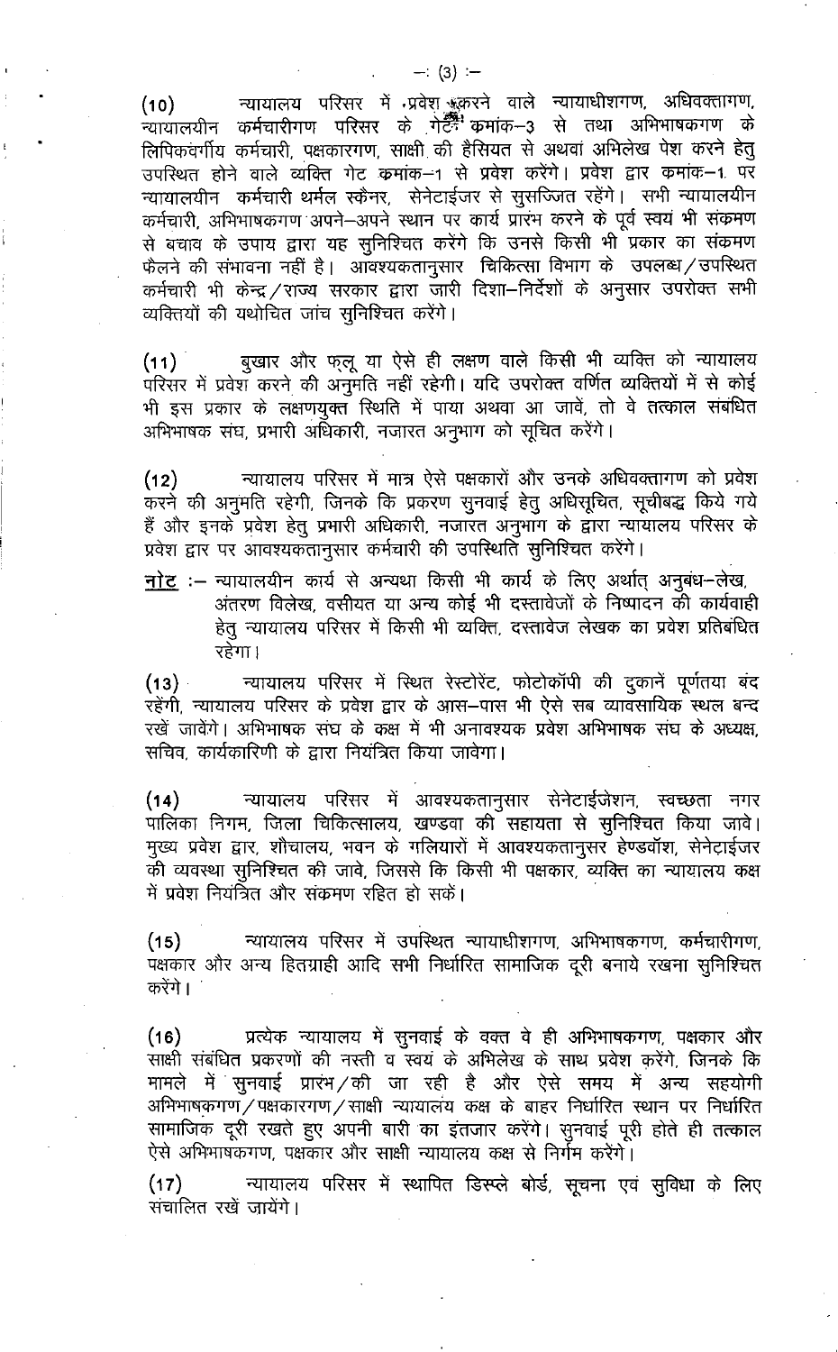(10) न्यायालय परिसर में प्रवेश करने वाले न्यायाधीशगण, अधिवक्तागण, न्यायालयीन कर्मचारीगण परिसर के गेट क्रमांक–3 से तथा अभिभाषकगण के लिपिकवर्गीय कर्मचारी, पक्षकारगण, साक्षी की हैसियत से अथवा अभिलेख पेश करने हेतु उपस्थित होने वाले व्यक्ति गेट क्रमांक–1 से प्रवेश करेंगे। प्रवेश द्वार क्रमांक–1 पर न्यायालयीन कर्मचारी थर्मल स्कैनर, सेनेटाईजर से सुसज्जित रहेंगे। सभी न्यायालयीन कर्मचारी, अभिभाषकगण अपने–अपने स्थान पर कार्य प्रारंभ करने के पूर्व स्वयं भी संक्रमण से बचाव के उपाय द्वारा यह सुनिश्चित करेंगे कि उनसे किसी भी प्रकार का संक्रमण फैलने की संभावना नहीं है। आवश्यकतानुसार चिकित्सा विभाग के उपलब्ध/उपस्थित कर्मचारी भी केन्द्र/राज्य सरकार द्वारा जारी दिशा–निर्देशों के अनुसार उपरोक्त सभी व्यक्तियों की यथोचित जांच सुनिश्चित करेंगे।

(11) बुखार और फ्लू या ऐसे ही लक्षण वाले किसी भी व्यक्ति को न्यायालय परिसर में प्रवेश करने की अनुमति नहीं रहेगी। यदि उपरोक्त वर्णित व्यक्तियों में से कोई भी इस प्रकार के लक्षणयुक्त स्थिति में पाया अथवा आ जावें, तो वे तत्काल संबंधित अभिभाषक संघ, प्रभारी अधिकारी, नजारत अनुभाग को सूचित करेंगे।

(12) न्यायालय परिसर में मात्र ऐसे पक्षकारों और उनके अधिवक्तागण को प्रवेश करने की अनुमति रहेगी, जिनके कि प्रकरण सुनवाई हेतु अधिसूचित, सूचीबद्ध किये गये हैं और इनके प्रवेश हेतु प्रभारी अधिकारी, नजारत अनुभाग के द्वारा न्यायालय परिसर के प्रवेश द्वार पर आवश्यकतानुसार कर्मचारी की उपस्थिति सुनिश्चित करेंगे।

**<u>नोट</u>** :– न्यायालयीन कार्य से अन्यथा किसी भी कार्य के लिए अर्थात् अनुबंध–लेख, अंतरण विलेख, वसीयत या अन्य कोई भी दस्तावेजों के निष्पादन की कार्यवाही हेतु न्यायालय परिसर में किसी भी व्यक्ति, दस्तावेज लेखक का प्रवेश प्रतिबंधित रहेगा।

(13) न्यायालय परिसर में स्थित रेस्टोरेंट, फोटोकॉपी की दुकानें पूर्णतया बंद रहेंगी, न्यायालय परिसर के प्रवेश द्वार के आस–पास भी ऐसे सब व्यावसायिक स्थल बन्द रखें जावेंगे। अभिभाषक संघ के कक्ष में भी अनावश्यक प्रवेश अभिभाषक संघ के अध्यक्ष, सचिव, कार्यकारिणी के द्वारा नियंत्रित किया जावेगा।

(14) न्यायालय परिसर में आवश्यकतानुसार सेनेटाईजेशन, स्वच्छता नगर पालिका निगम, जिला चिकित्सालय, खण्डवा की सहायता से सुनिश्चित किया जावे। मुख्य प्रवेश द्वार, शौचालय, भवन के गलियारों में आवश्यकतानुसार हेण्डवॉश, सेनेटाईजर की व्यवस्था सुनिश्चित की जावे, जिससे कि किसी भी पक्षकार, व्यक्ति का न्यायालय कक्ष में प्रवेश नियंत्रित और संक्रमण रहित हो सकें।

(15) न्यायालय परिसर में उपस्थित न्यायाधीशगण, अभिभाषकगण, कर्मचारीगण, पक्षकार और अन्य हितग्राही आदि सभी निर्धारित सामाजिक दूरी बनाये रखना सुनिश्चित करेंगे।

(16) प्रत्येक न्यायालय में सुनवाई के वक्त वे ही अभिभाषकगण, पक्षकार और साक्षी संबंधित प्रकरणों की नस्ती व स्वयं के अभिलेख के साथ प्रवेश करेंगे, जिनके कि मामले में सुनवाई प्रारंभ/की जा रही है और ऐसे समय में अन्य सहयोगी अभिभाषकगण/पक्षकारगण/साक्षी न्यायालय कक्ष के बाहर निर्धारित स्थान पर निर्धारित सामाजिक दूरी रखते हुए अपनी बारी का इंतजार करेंगे। सुनवाई पूरी होते ही तत्काल ऐसे अभिभाषकगण, पक्षकार और साक्षी न्यायालय कक्ष से निर्गम करेंगे।

(17) न्यायालय परिसर में स्थापित डिस्प्ले बोर्ड, सूचना एवं सुविधा के लिए संचालित रखें जायेंगे।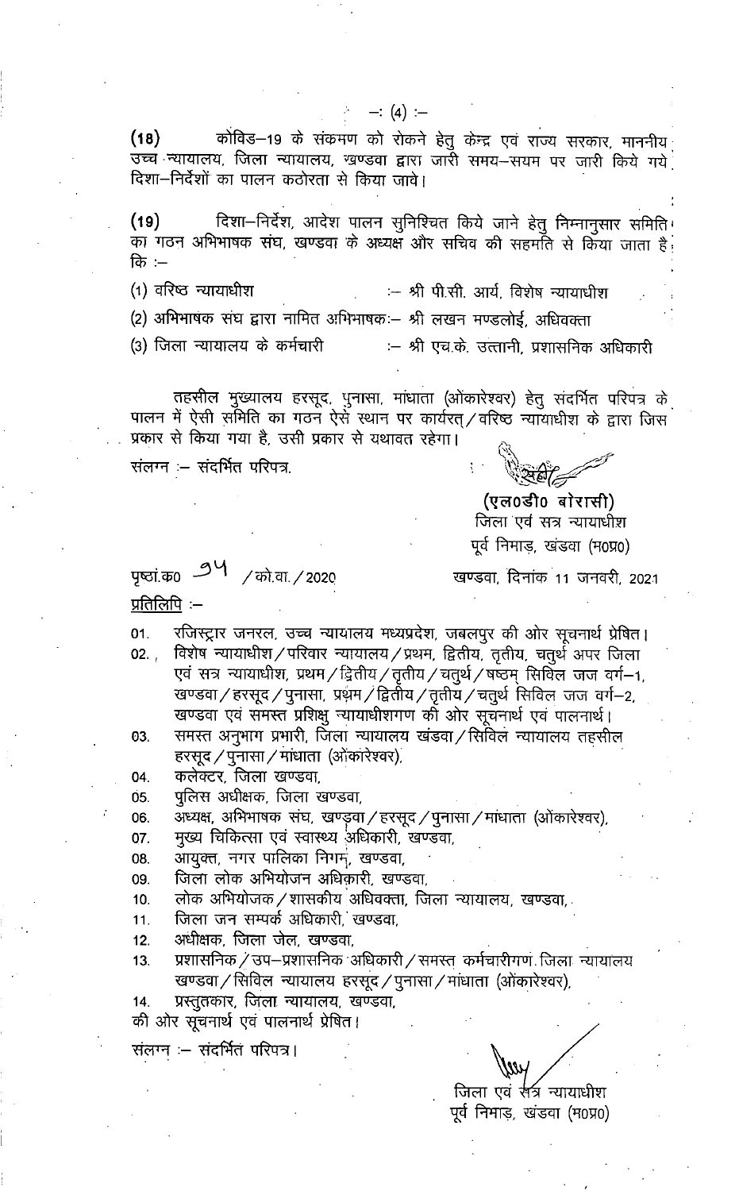(18) कोविड–19 के संक्रमण को रोकने हेतु केन्द्र एवं राज्य सरकार, माननीय उच्च न्यायालय, जिला न्यायालय, खण्डवा द्वारा जारी समय–सयम पर जारी किये गये दिशा–निर्देशों का पालन कठोरता से किया जावे।

(19) दिशा–निर्देश, आदेश पालन सुनिश्चित किये जाने हेतु निम्नानुसार समिति का गठन अभिभाषक संघ, खण्डवा के अध्यक्ष और सचिव की सहमति से किया जाता है कि :–

(1) वरिष्ठ न्यायाधीश :– श्री पी.सी. आर्य, विशेष न्यायाधीश

(2) अभिभाषक संघ द्वारा नामित अभिभाषक:– श्री लखन मण्डलोई, अधिवक्ता

(3) जिला न्यायालय के कर्मचारी :– श्री एच.के. उत्तानी, प्रशासनिक अधिकारी

तहसील मुख्यालय हरसूद, पुनासा, मांधाता (ओंकारेश्वर) हेतु संदर्भित परिपत्र के पालन में ऐसी समिति का गठन ऐसे स्थान पर कार्यरत्/वरिष्ठ न्यायाधीश के द्वारा जिस प्रकार से किया गया है, उसी प्रकार से यथावत रहेगा।

संलग्न :– संदर्भित परिपत्र.

सही/-

**(एल0डी0 बोरासी)**
जिला एवं सत्र न्यायाधीश
पूर्व निमाड़, खंडवा (म0प्र0)

पृष्ठां.क0 94 /को.वा./2020 खण्डवा, दिनांक 11 जनवरी, 2021

प्रतिलिपि :–

01. रजिस्ट्रार जनरल, उच्च न्यायालय मध्यप्रदेश, जबलपुर की ओर सूचनार्थ प्रेषित।
02. विशेष न्यायाधीश/परिवार न्यायालय/प्रथम, द्वितीय, तृतीय, चतुर्थ अपर जिला एवं सत्र न्यायाधीश, प्रथम/द्वितीय/तृतीय/चतुर्थ/षष्ठम् सिविल जज वर्ग–1, खण्डवा/हरसूद/पुनासा, प्रथम/द्वितीय/तृतीय/चतुर्थ सिविल जज वर्ग–2, खण्डवा एवं समस्त प्रशिक्षु न्यायाधीशगण की ओर सूचनार्थ एवं पालनार्थ।
03. समस्त अनुभाग प्रभारी, जिला न्यायालय खंडवा/सिविल न्यायालय तहसील हरसूद/पुनासा/मांधाता (ओंकारेश्वर),
04. कलेक्टर, जिला खण्डवा,
05. पुलिस अधीक्षक, जिला खण्डवा,
06. अध्यक्ष, अभिभाषक संघ, खण्डवा/हरसूद/पुनासा/मांधाता (ओंकारेश्वर),
07. मुख्य चिकित्सा एवं स्वास्थ्य अधिकारी, खण्डवा,
08. आयुक्त, नगर पालिका निगम, खण्डवा,
09. जिला लोक अभियोजन अधिकारी, खण्डवा,
10. लोक अभियोजक/शासकीय अधिवक्ता, जिला न्यायालय, खण्डवा,
11. जिला जन सम्पर्क अधिकारी, खण्डवा,
12. अधीक्षक, जिला जेल, खण्डवा,
13. प्रशासनिक/उप–प्रशासनिक अधिकारी/समस्त कर्मचारीगण जिला न्यायालय खण्डवा/सिविल न्यायालय हरसूद/पुनासा/मांधाता (ओंकारेश्वर),
14. प्रस्तुतकार, जिला न्यायालय, खण्डवा,

की ओर सूचनार्थ एवं पालनार्थ प्रेषित।

संलग्न :– संदर्भित परिपत्र।

जिला एवं सत्र न्यायाधीश
पूर्व निमाड़, खंडवा (म0प्र0)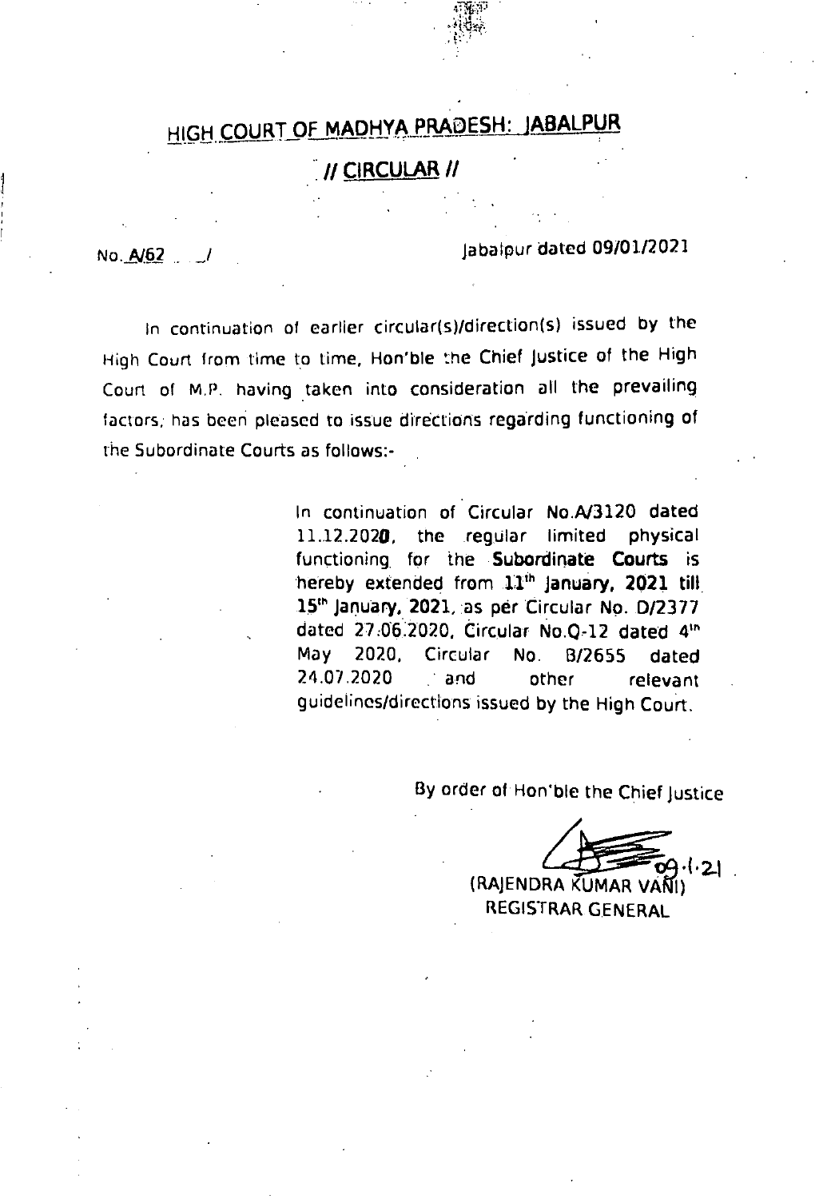# HIGH COURT OF MADHYA PRADESH: JABALPUR

## // CIRCULAR //

No. A/62 /    Jabalpur dated 09/01/2021

In continuation of earlier circular(s)/direction(s) issued by the High Court from time to time, Hon'ble the Chief Justice of the High Court of M.P. having taken into consideration all the prevailing factors, has been pleased to issue directions regarding functioning of the Subordinate Courts as follows:-

> In continuation of Circular No.A/3120 dated 11.12.2020, the regular limited physical functioning for the **Subordinate Courts** is hereby extended from **11th January, 2021 till 15th January, 2021**, as per Circular No. D/2377 dated 27.06.2020, Circular No.Q-12 dated 4th May 2020, Circular No. B/2655 dated 24.07.2020 and other relevant guidelines/directions issued by the High Court.

By order of Hon'ble the Chief Justice

09.1.21

(RAJENDRA KUMAR VANI)
REGISTRAR GENERAL